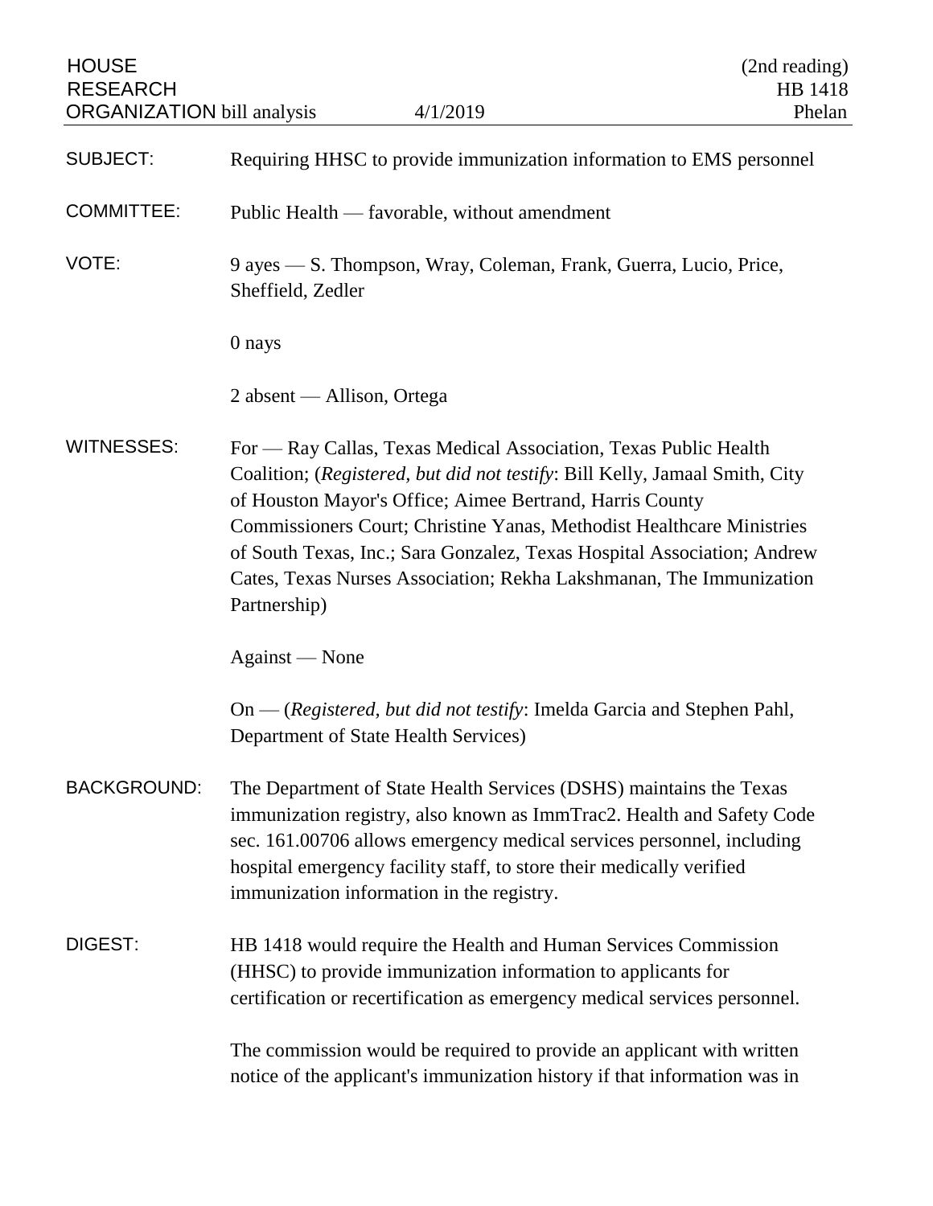HOUSE RESEARCH ORGANIZATION bill analysis — 4/1/2019 — (2nd reading) HB 1418 Phelan

| | |
|---|---|
| SUBJECT: | Requiring HHSC to provide immunization information to EMS personnel |
| COMMITTEE: | Public Health — favorable, without amendment |
| VOTE: | 9 ayes — S. Thompson, Wray, Coleman, Frank, Guerra, Lucio, Price, Sheffield, Zedler<br><br>0 nays<br><br>2 absent — Allison, Ortega |
| WITNESSES: | For — Ray Callas, Texas Medical Association, Texas Public Health Coalition; (*Registered, but did not testify*: Bill Kelly, Jamaal Smith, City of Houston Mayor's Office; Aimee Bertrand, Harris County Commissioners Court; Christine Yanas, Methodist Healthcare Ministries of South Texas, Inc.; Sara Gonzalez, Texas Hospital Association; Andrew Cates, Texas Nurses Association; Rekha Lakshmanan, The Immunization Partnership)<br><br>Against — None<br><br>On — (*Registered, but did not testify*: Imelda Garcia and Stephen Pahl, Department of State Health Services) |
| BACKGROUND: | The Department of State Health Services (DSHS) maintains the Texas immunization registry, also known as ImmTrac2. Health and Safety Code sec. 161.00706 allows emergency medical services personnel, including hospital emergency facility staff, to store their medically verified immunization information in the registry. |
| DIGEST: | HB 1418 would require the Health and Human Services Commission (HHSC) to provide immunization information to applicants for certification or recertification as emergency medical services personnel.<br><br>The commission would be required to provide an applicant with written notice of the applicant's immunization history if that information was in |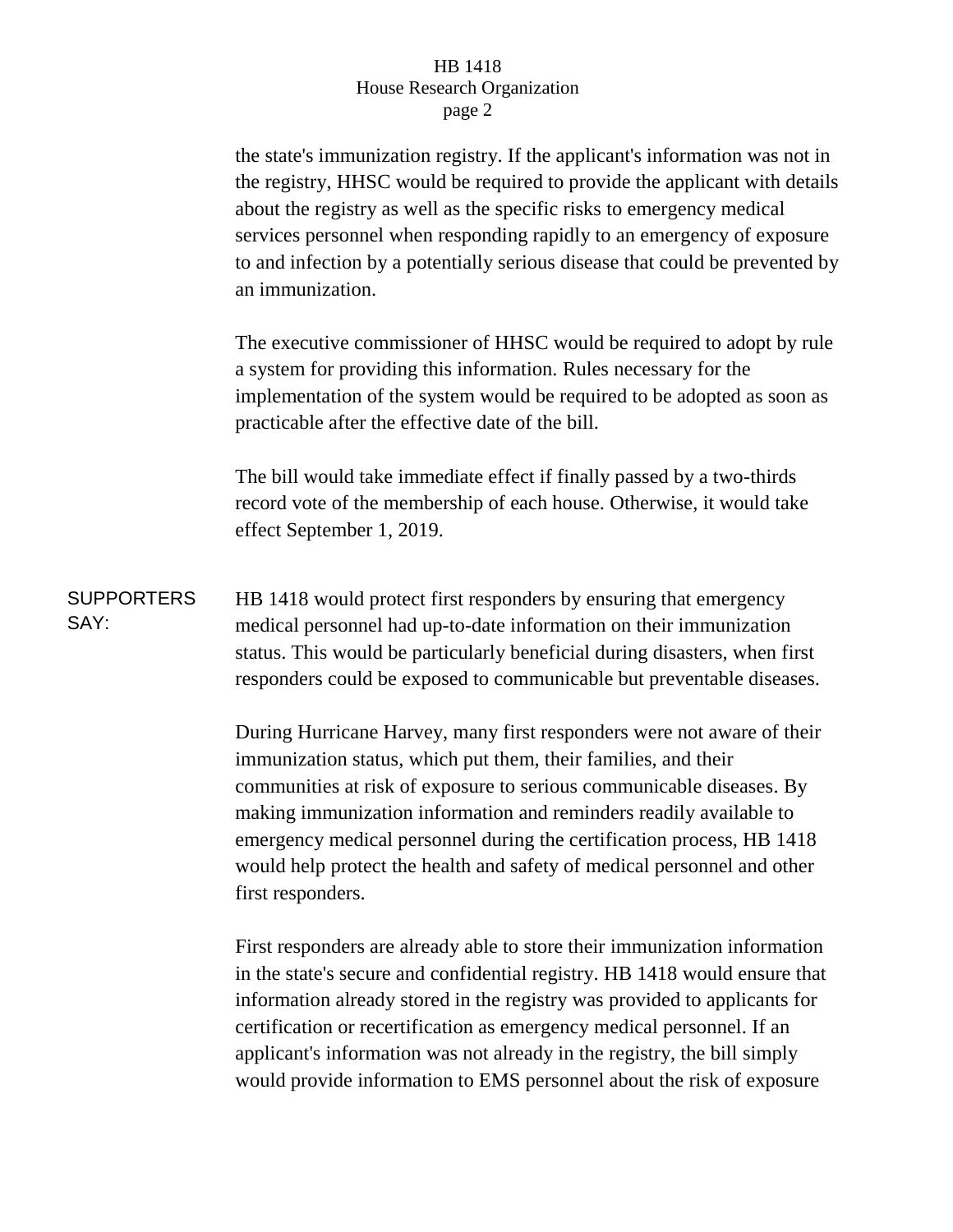the state's immunization registry. If the applicant's information was not in the registry, HHSC would be required to provide the applicant with details about the registry as well as the specific risks to emergency medical services personnel when responding rapidly to an emergency of exposure to and infection by a potentially serious disease that could be prevented by an immunization.

The executive commissioner of HHSC would be required to adopt by rule a system for providing this information. Rules necessary for the implementation of the system would be required to be adopted as soon as practicable after the effective date of the bill.

The bill would take immediate effect if finally passed by a two-thirds record vote of the membership of each house. Otherwise, it would take effect September 1, 2019.

**SUPPORTERS SAY:**

HB 1418 would protect first responders by ensuring that emergency medical personnel had up-to-date information on their immunization status. This would be particularly beneficial during disasters, when first responders could be exposed to communicable but preventable diseases.

During Hurricane Harvey, many first responders were not aware of their immunization status, which put them, their families, and their communities at risk of exposure to serious communicable diseases. By making immunization information and reminders readily available to emergency medical personnel during the certification process, HB 1418 would help protect the health and safety of medical personnel and other first responders.

First responders are already able to store their immunization information in the state's secure and confidential registry. HB 1418 would ensure that information already stored in the registry was provided to applicants for certification or recertification as emergency medical personnel. If an applicant's information was not already in the registry, the bill simply would provide information to EMS personnel about the risk of exposure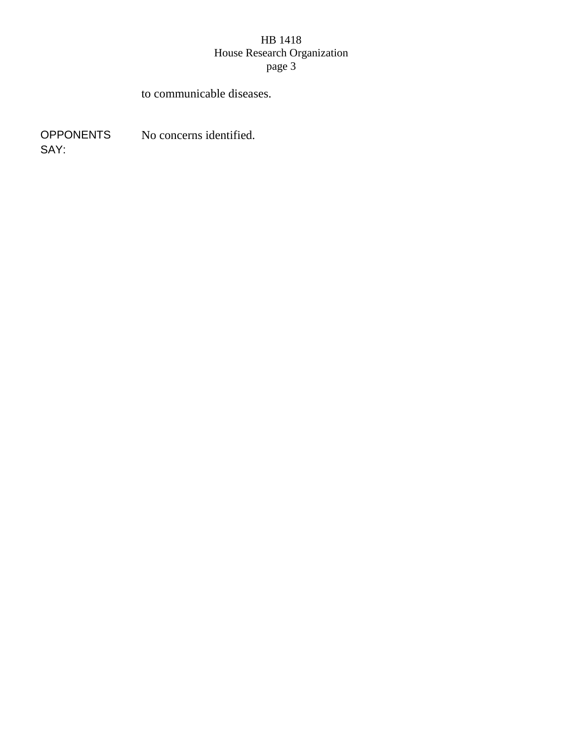to communicable diseases.

**OPPONENTS SAY:** No concerns identified.